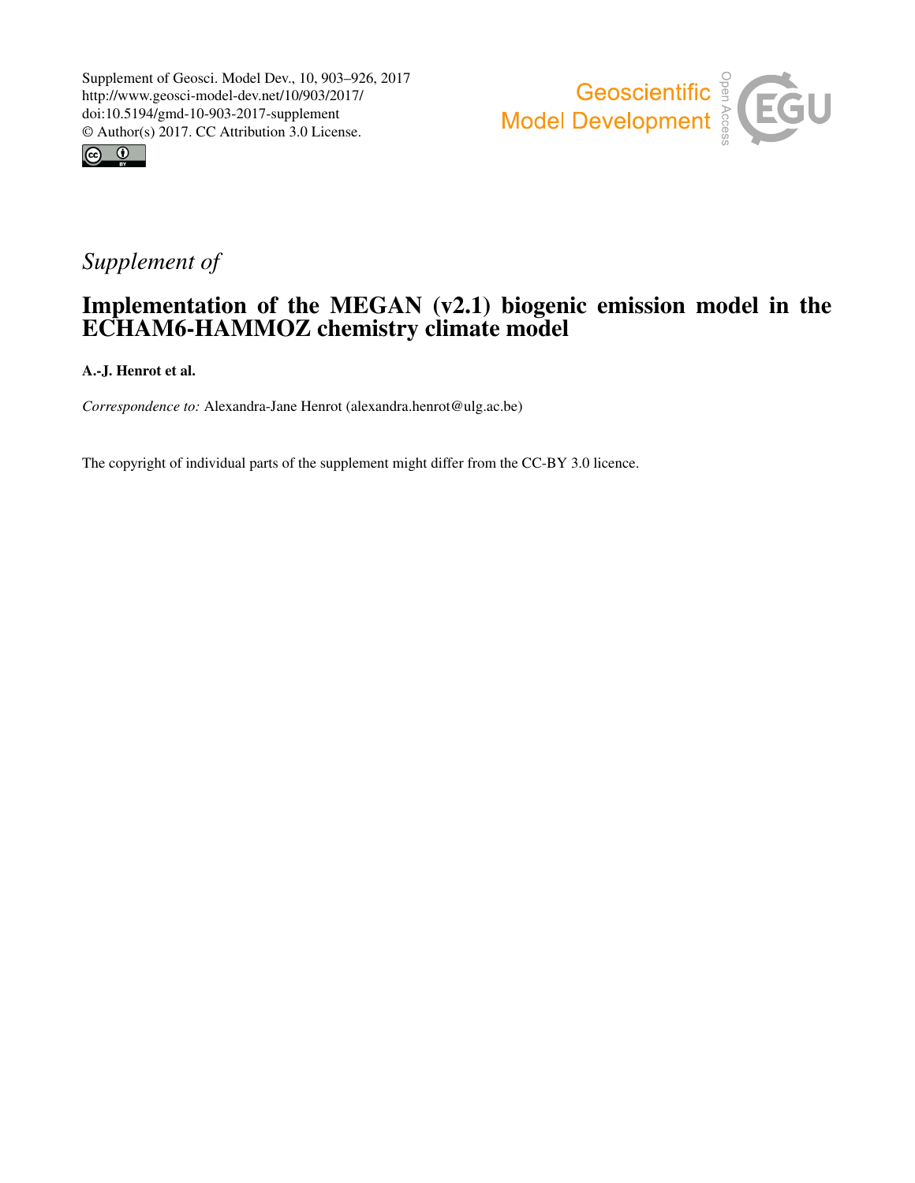Supplement of Geosci. Model Dev., 10, 903–926, 2017
http://www.geosci-model-dev.net/10/903/2017/
doi:10.5194/gmd-10-903-2017-supplement
© Author(s) 2017. CC Attribution 3.0 License.

*Supplement of*

# Implementation of the MEGAN (v2.1) biogenic emission model in the ECHAM6-HAMMOZ chemistry climate model

**A.-J. Henrot et al.**

*Correspondence to:* Alexandra-Jane Henrot (alexandra.henrot@ulg.ac.be)

The copyright of individual parts of the supplement might differ from the CC-BY 3.0 licence.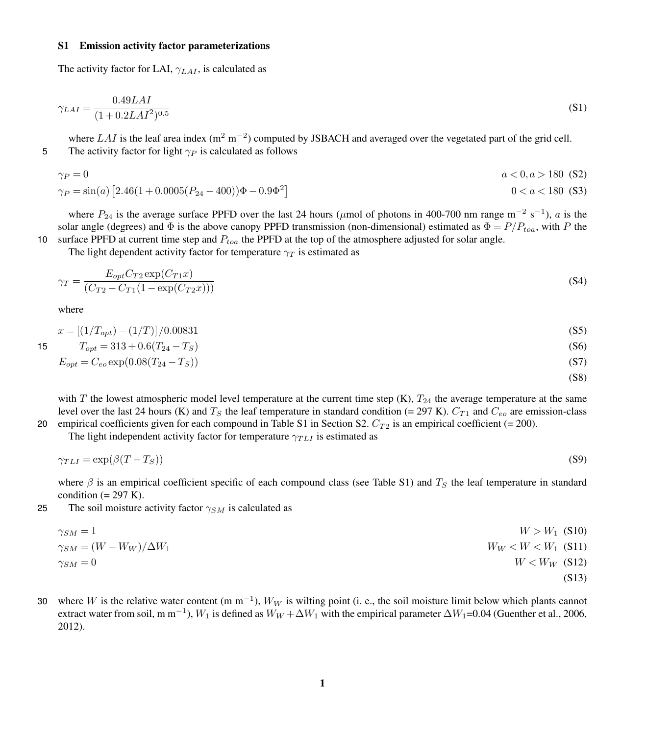## S1 Emission activity factor parameterizations

The activity factor for LAI, $\gamma_{LAI}$, is calculated as

$$\gamma_{LAI} = \frac{0.49LAI}{(1+0.2LAI^2)^{0.5}} \tag{S1}$$

where $LAI$ is the leaf area index (m$^2$ m$^{-2}$) computed by JSBACH and averaged over the vegetated part of the grid cell.

The activity factor for light $\gamma_P$ is calculated as follows

$$\gamma_P = 0 \qquad a < 0, a > 180 \tag{S2}$$

$$\gamma_P = \sin(a)\left[2.46(1+0.0005(P_{24}-400))\Phi - 0.9\Phi^2\right] \qquad 0 < a < 180 \tag{S3}$$

where $P_{24}$ is the average surface PPFD over the last 24 hours ($\mu$mol of photons in 400-700 nm range m$^{-2}$ s$^{-1}$), $a$ is the solar angle (degrees) and $\Phi$ is the above canopy PPFD transmission (non-dimensional) estimated as $\Phi = P/P_{toa}$, with $P$ the surface PPFD at current time step and $P_{toa}$ the PPFD at the top of the atmosphere adjusted for solar angle.

The light dependent activity factor for temperature $\gamma_T$ is estimated as

$$\gamma_T = \frac{E_{opt} C_{T2} \exp(C_{T1}x)}{(C_{T2} - C_{T1}(1-\exp(C_{T2}x)))} \tag{S4}$$

where

$$x = \left[(1/T_{opt}) - (1/T)\right]/0.00831 \tag{S5}$$

$$T_{opt} = 313 + 0.6(T_{24} - T_S) \tag{S6}$$

$$E_{opt} = C_{eo}\exp(0.08(T_{24} - T_S)) \tag{S7}$$

$$\tag{S8}$$

with $T$ the lowest atmospheric model level temperature at the current time step (K), $T_{24}$ the average temperature at the same level over the last 24 hours (K) and $T_S$ the leaf temperature in standard condition (= 297 K). $C_{T1}$ and $C_{eo}$ are emission-class empirical coefficients given for each compound in Table S1 in Section S2. $C_{T2}$ is an empirical coefficient (= 200).

The light independent activity factor for temperature $\gamma_{TLI}$ is estimated as

$$\gamma_{TLI} = \exp(\beta(T - T_S)) \tag{S9}$$

where $\beta$ is an empirical coefficient specific of each compound class (see Table S1) and $T_S$ the leaf temperature in standard condition (= 297 K).

The soil moisture activity factor $\gamma_{SM}$ is calculated as

$$\gamma_{SM} = 1 \qquad W > W_1 \tag{S10}$$

$$\gamma_{SM} = (W - W_W)/\Delta W_1 \qquad W_W < W < W_1 \tag{S11}$$

$$\gamma_{SM} = 0 \qquad W < W_W \tag{S12}$$

$$\tag{S13}$$

where $W$ is the relative water content (m m$^{-1}$), $W_W$ is wilting point (i. e., the soil moisture limit below which plants cannot extract water from soil, m m$^{-1}$), $W_1$ is defined as $W_W + \Delta W_1$ with the empirical parameter $\Delta W_1$=0.04 (Guenther et al., 2006, 2012).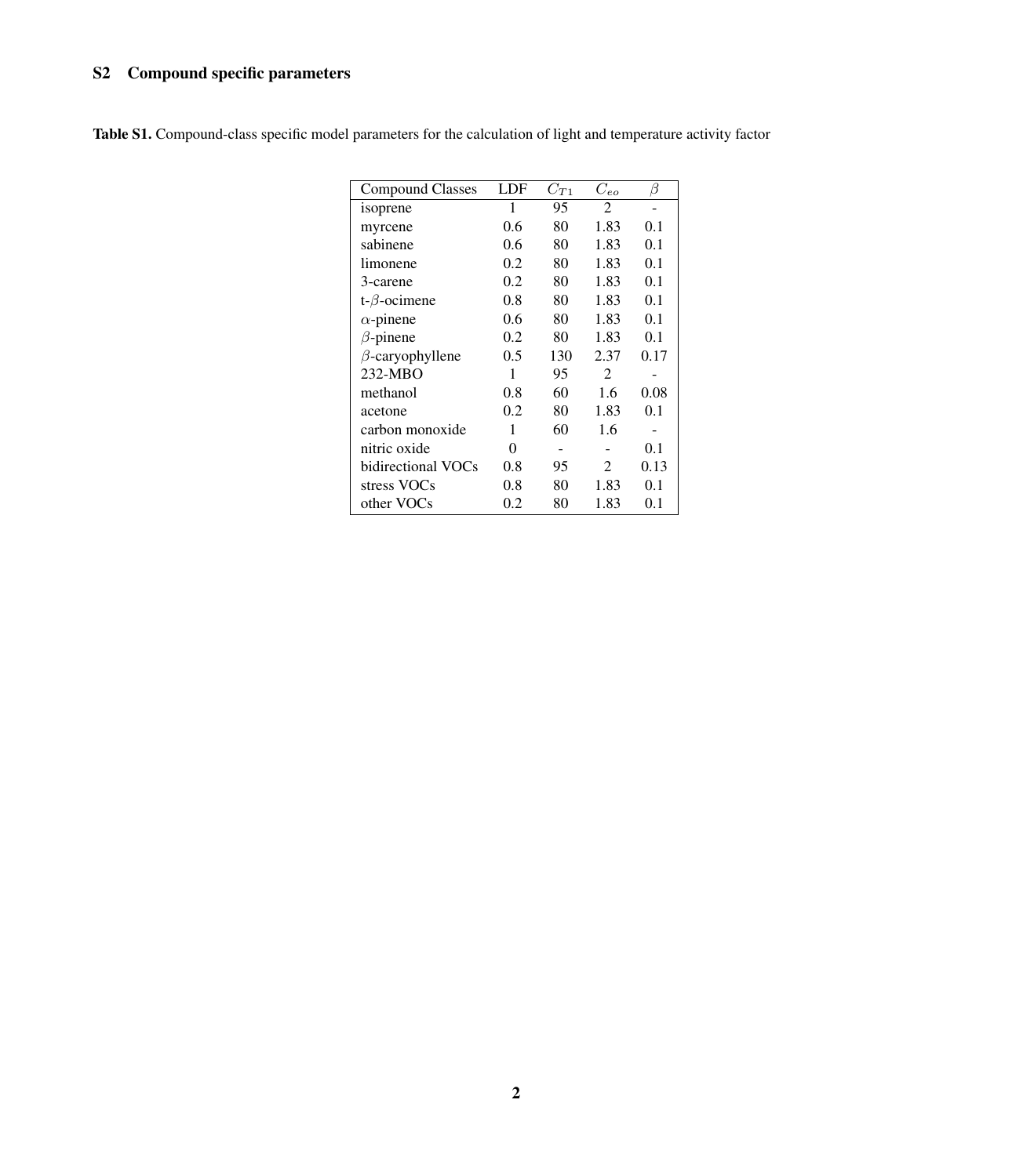## S2 Compound specific parameters

**Table S1.** Compound-class specific model parameters for the calculation of light and temperature activity factor

| Compound Classes | LDF | $C_{T1}$ | $C_{eo}$ | $\beta$ |
|---|---|---|---|---|
| isoprene | 1 | 95 | 2 | - |
| myrcene | 0.6 | 80 | 1.83 | 0.1 |
| sabinene | 0.6 | 80 | 1.83 | 0.1 |
| limonene | 0.2 | 80 | 1.83 | 0.1 |
| 3-carene | 0.2 | 80 | 1.83 | 0.1 |
| t-$\beta$-ocimene | 0.8 | 80 | 1.83 | 0.1 |
| $\alpha$-pinene | 0.6 | 80 | 1.83 | 0.1 |
| $\beta$-pinene | 0.2 | 80 | 1.83 | 0.1 |
| $\beta$-caryophyllene | 0.5 | 130 | 2.37 | 0.17 |
| 232-MBO | 1 | 95 | 2 | - |
| methanol | 0.8 | 60 | 1.6 | 0.08 |
| acetone | 0.2 | 80 | 1.83 | 0.1 |
| carbon monoxide | 1 | 60 | 1.6 | - |
| nitric oxide | 0 | - | - | 0.1 |
| bidirectional VOCs | 0.8 | 95 | 2 | 0.13 |
| stress VOCs | 0.8 | 80 | 1.83 | 0.1 |
| other VOCs | 0.2 | 80 | 1.83 | 0.1 |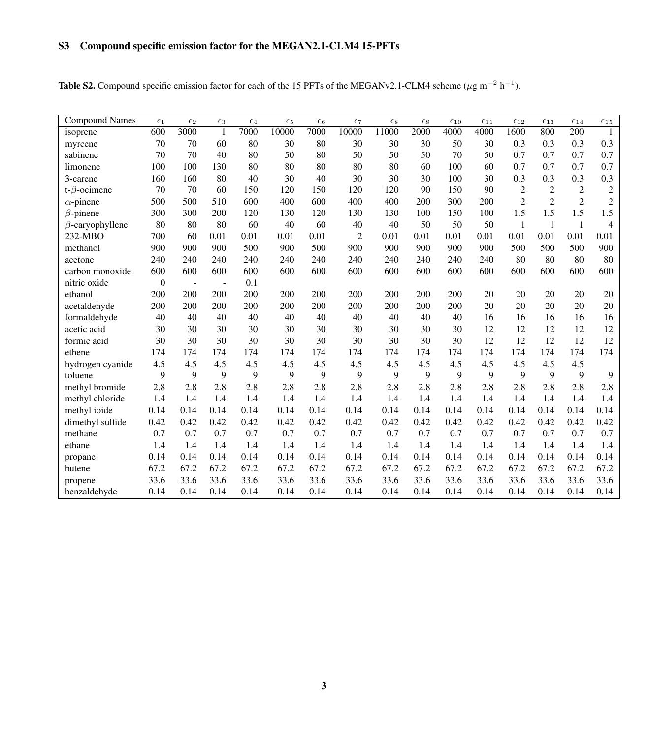## S3 Compound specific emission factor for the MEGAN2.1-CLM4 15-PFTs

**Table S2.** Compound specific emission factor for each of the 15 PFTs of the MEGANv2.1-CLM4 scheme ($\mu$g m$^{-2}$ h$^{-1}$).

| Compound Names | $\epsilon_1$ | $\epsilon_2$ | $\epsilon_3$ | $\epsilon_4$ | $\epsilon_5$ | $\epsilon_6$ | $\epsilon_7$ | $\epsilon_8$ | $\epsilon_9$ | $\epsilon_{10}$ | $\epsilon_{11}$ | $\epsilon_{12}$ | $\epsilon_{13}$ | $\epsilon_{14}$ | $\epsilon_{15}$ |
|---|---|---|---|---|---|---|---|---|---|---|---|---|---|---|---|
| isoprene | 600 | 3000 | 1 | 7000 | 10000 | 7000 | 10000 | 11000 | 2000 | 4000 | 4000 | 1600 | 800 | 200 | 1 |
| myrcene | 70 | 70 | 60 | 80 | 30 | 80 | 30 | 30 | 30 | 50 | 30 | 0.3 | 0.3 | 0.3 | 0.3 |
| sabinene | 70 | 70 | 40 | 80 | 50 | 80 | 50 | 50 | 50 | 70 | 50 | 0.7 | 0.7 | 0.7 | 0.7 |
| limonene | 100 | 100 | 130 | 80 | 80 | 80 | 80 | 80 | 60 | 100 | 60 | 0.7 | 0.7 | 0.7 | 0.7 |
| 3-carene | 160 | 160 | 80 | 40 | 30 | 40 | 30 | 30 | 30 | 100 | 30 | 0.3 | 0.3 | 0.3 | 0.3 |
| t-$\beta$-ocimene | 70 | 70 | 60 | 150 | 120 | 150 | 120 | 120 | 90 | 150 | 90 | 2 | 2 | 2 | 2 |
| $\alpha$-pinene | 500 | 500 | 510 | 600 | 400 | 600 | 400 | 400 | 200 | 300 | 200 | 2 | 2 | 2 | 2 |
| $\beta$-pinene | 300 | 300 | 200 | 120 | 130 | 120 | 130 | 130 | 100 | 150 | 100 | 1.5 | 1.5 | 1.5 | 1.5 |
| $\beta$-caryophyllene | 80 | 80 | 80 | 60 | 40 | 60 | 40 | 40 | 50 | 50 | 50 | 1 | 1 | 1 | 4 |
| 232-MBO | 700 | 60 | 0.01 | 0.01 | 0.01 | 0.01 | 2 | 0.01 | 0.01 | 0.01 | 0.01 | 0.01 | 0.01 | 0.01 | 0.01 |
| methanol | 900 | 900 | 900 | 500 | 900 | 500 | 900 | 900 | 900 | 900 | 900 | 500 | 500 | 500 | 900 |
| acetone | 240 | 240 | 240 | 240 | 240 | 240 | 240 | 240 | 240 | 240 | 240 | 80 | 80 | 80 | 80 |
| carbon monoxide | 600 | 600 | 600 | 600 | 600 | 600 | 600 | 600 | 600 | 600 | 600 | 600 | 600 | 600 | 600 |
| nitric oxide | 0 | - | - | 0.1 | | | | | | | | | | | |
| ethanol | 200 | 200 | 200 | 200 | 200 | 200 | 200 | 200 | 200 | 200 | 20 | 20 | 20 | 20 | 20 |
| acetaldehyde | 200 | 200 | 200 | 200 | 200 | 200 | 200 | 200 | 200 | 200 | 20 | 20 | 20 | 20 | 20 |
| formaldehyde | 40 | 40 | 40 | 40 | 40 | 40 | 40 | 40 | 40 | 40 | 16 | 16 | 16 | 16 | 16 |
| acetic acid | 30 | 30 | 30 | 30 | 30 | 30 | 30 | 30 | 30 | 30 | 12 | 12 | 12 | 12 | 12 |
| formic acid | 30 | 30 | 30 | 30 | 30 | 30 | 30 | 30 | 30 | 30 | 12 | 12 | 12 | 12 | 12 |
| ethene | 174 | 174 | 174 | 174 | 174 | 174 | 174 | 174 | 174 | 174 | 174 | 174 | 174 | 174 | 174 |
| hydrogen cyanide | 4.5 | 4.5 | 4.5 | 4.5 | 4.5 | 4.5 | 4.5 | 4.5 | 4.5 | 4.5 | 4.5 | 4.5 | 4.5 | 4.5 | |
| toluene | 9 | 9 | 9 | 9 | 9 | 9 | 9 | 9 | 9 | 9 | 9 | 9 | 9 | 9 | 9 |
| methyl bromide | 2.8 | 2.8 | 2.8 | 2.8 | 2.8 | 2.8 | 2.8 | 2.8 | 2.8 | 2.8 | 2.8 | 2.8 | 2.8 | 2.8 | 2.8 |
| methyl chloride | 1.4 | 1.4 | 1.4 | 1.4 | 1.4 | 1.4 | 1.4 | 1.4 | 1.4 | 1.4 | 1.4 | 1.4 | 1.4 | 1.4 | 1.4 |
| methyl ioide | 0.14 | 0.14 | 0.14 | 0.14 | 0.14 | 0.14 | 0.14 | 0.14 | 0.14 | 0.14 | 0.14 | 0.14 | 0.14 | 0.14 | 0.14 |
| dimethyl sulfide | 0.42 | 0.42 | 0.42 | 0.42 | 0.42 | 0.42 | 0.42 | 0.42 | 0.42 | 0.42 | 0.42 | 0.42 | 0.42 | 0.42 | 0.42 |
| methane | 0.7 | 0.7 | 0.7 | 0.7 | 0.7 | 0.7 | 0.7 | 0.7 | 0.7 | 0.7 | 0.7 | 0.7 | 0.7 | 0.7 | 0.7 |
| ethane | 1.4 | 1.4 | 1.4 | 1.4 | 1.4 | 1.4 | 1.4 | 1.4 | 1.4 | 1.4 | 1.4 | 1.4 | 1.4 | 1.4 | 1.4 |
| propane | 0.14 | 0.14 | 0.14 | 0.14 | 0.14 | 0.14 | 0.14 | 0.14 | 0.14 | 0.14 | 0.14 | 0.14 | 0.14 | 0.14 | 0.14 |
| butene | 67.2 | 67.2 | 67.2 | 67.2 | 67.2 | 67.2 | 67.2 | 67.2 | 67.2 | 67.2 | 67.2 | 67.2 | 67.2 | 67.2 | 67.2 |
| propene | 33.6 | 33.6 | 33.6 | 33.6 | 33.6 | 33.6 | 33.6 | 33.6 | 33.6 | 33.6 | 33.6 | 33.6 | 33.6 | 33.6 | 33.6 |
| benzaldehyde | 0.14 | 0.14 | 0.14 | 0.14 | 0.14 | 0.14 | 0.14 | 0.14 | 0.14 | 0.14 | 0.14 | 0.14 | 0.14 | 0.14 | 0.14 |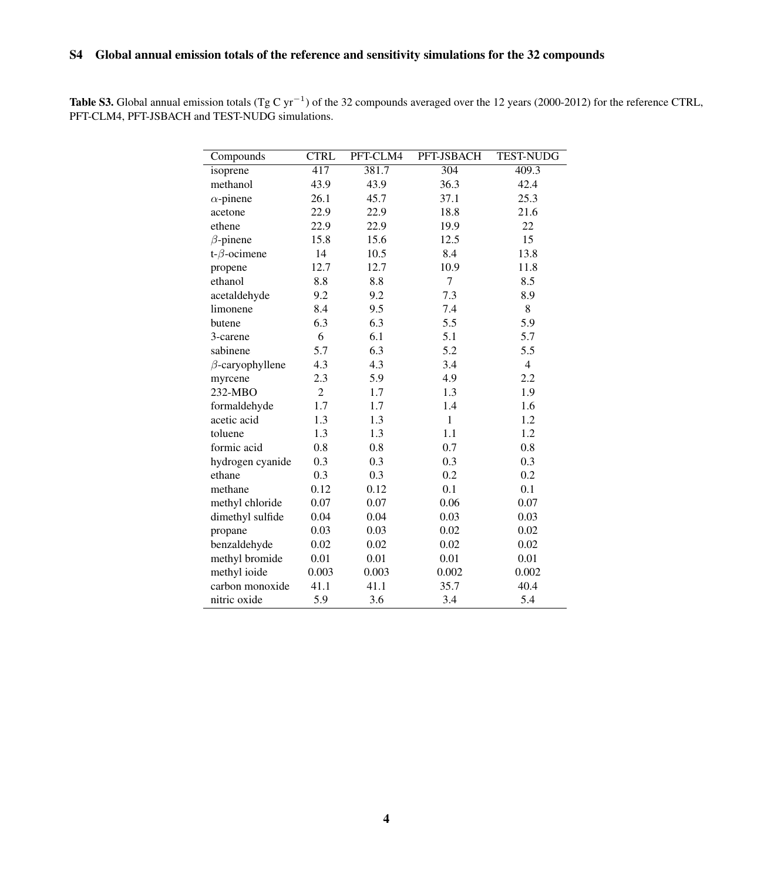## S4 Global annual emission totals of the reference and sensitivity simulations for the 32 compounds

**Table S3.** Global annual emission totals (Tg C $yr^{-1}$) of the 32 compounds averaged over the 12 years (2000-2012) for the reference CTRL, PFT-CLM4, PFT-JSBACH and TEST-NUDG simulations.

| Compounds | CTRL | PFT-CLM4 | PFT-JSBACH | TEST-NUDG |
|---|---|---|---|---|
| isoprene | 417 | 381.7 | 304 | 409.3 |
| methanol | 43.9 | 43.9 | 36.3 | 42.4 |
| $\alpha$-pinene | 26.1 | 45.7 | 37.1 | 25.3 |
| acetone | 22.9 | 22.9 | 18.8 | 21.6 |
| ethene | 22.9 | 22.9 | 19.9 | 22 |
| $\beta$-pinene | 15.8 | 15.6 | 12.5 | 15 |
| t-$\beta$-ocimene | 14 | 10.5 | 8.4 | 13.8 |
| propene | 12.7 | 12.7 | 10.9 | 11.8 |
| ethanol | 8.8 | 8.8 | 7 | 8.5 |
| acetaldehyde | 9.2 | 9.2 | 7.3 | 8.9 |
| limonene | 8.4 | 9.5 | 7.4 | 8 |
| butene | 6.3 | 6.3 | 5.5 | 5.9 |
| 3-carene | 6 | 6.1 | 5.1 | 5.7 |
| sabinene | 5.7 | 6.3 | 5.2 | 5.5 |
| $\beta$-caryophyllene | 4.3 | 4.3 | 3.4 | 4 |
| myrcene | 2.3 | 5.9 | 4.9 | 2.2 |
| 232-MBO | 2 | 1.7 | 1.3 | 1.9 |
| formaldehyde | 1.7 | 1.7 | 1.4 | 1.6 |
| acetic acid | 1.3 | 1.3 | 1 | 1.2 |
| toluene | 1.3 | 1.3 | 1.1 | 1.2 |
| formic acid | 0.8 | 0.8 | 0.7 | 0.8 |
| hydrogen cyanide | 0.3 | 0.3 | 0.3 | 0.3 |
| ethane | 0.3 | 0.3 | 0.2 | 0.2 |
| methane | 0.12 | 0.12 | 0.1 | 0.1 |
| methyl chloride | 0.07 | 0.07 | 0.06 | 0.07 |
| dimethyl sulfide | 0.04 | 0.04 | 0.03 | 0.03 |
| propane | 0.03 | 0.03 | 0.02 | 0.02 |
| benzaldehyde | 0.02 | 0.02 | 0.02 | 0.02 |
| methyl bromide | 0.01 | 0.01 | 0.01 | 0.01 |
| methyl ioide | 0.003 | 0.003 | 0.002 | 0.002 |
| carbon monoxide | 41.1 | 41.1 | 35.7 | 40.4 |
| nitric oxide | 5.9 | 3.6 | 3.4 | 5.4 |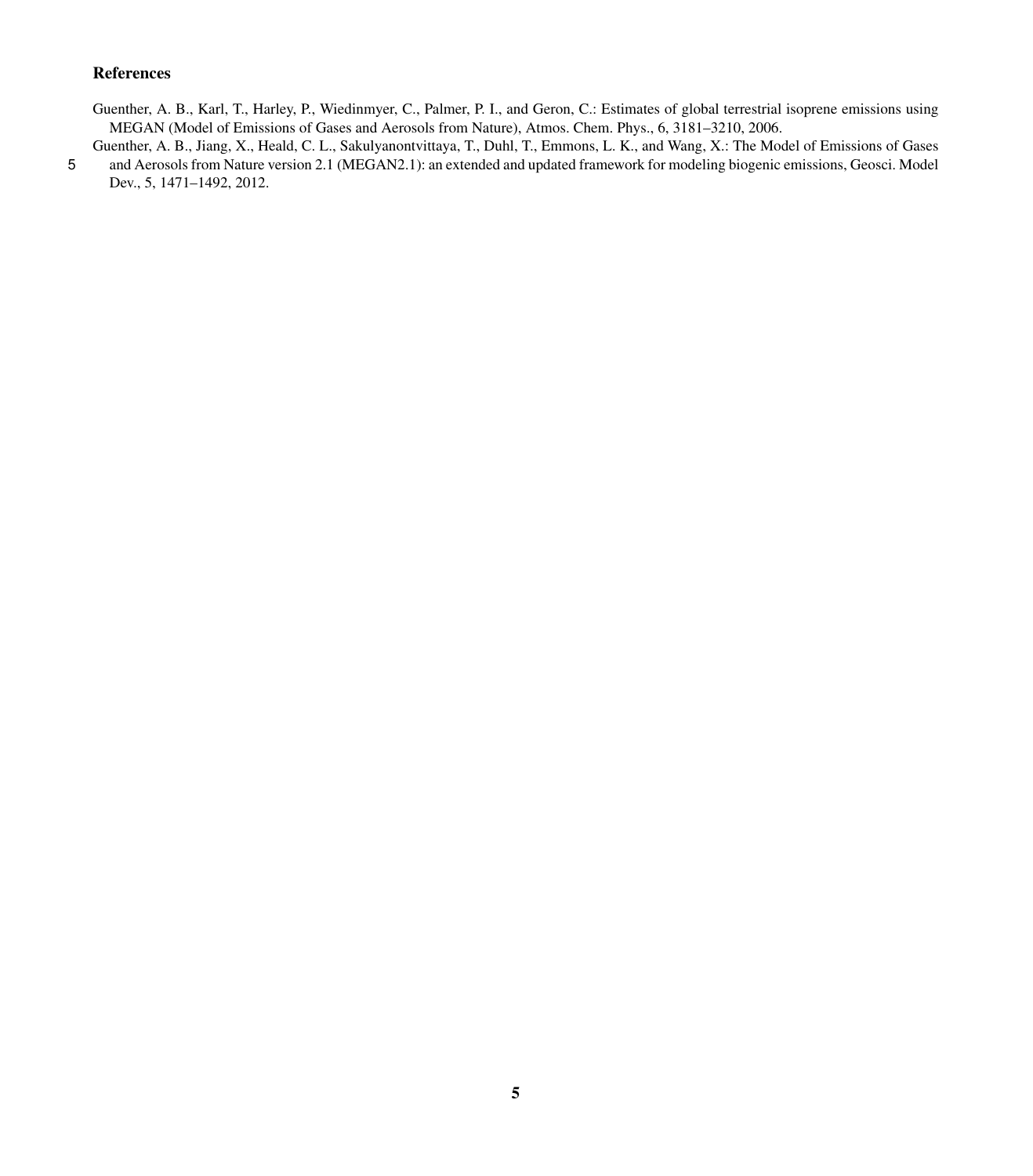## References

Guenther, A. B., Karl, T., Harley, P., Wiedinmyer, C., Palmer, P. I., and Geron, C.: Estimates of global terrestrial isoprene emissions using MEGAN (Model of Emissions of Gases and Aerosols from Nature), Atmos. Chem. Phys., 6, 3181–3210, 2006.

Guenther, A. B., Jiang, X., Heald, C. L., Sakulyanontvittaya, T., Duhl, T., Emmons, L. K., and Wang, X.: The Model of Emissions of Gases and Aerosols from Nature version 2.1 (MEGAN2.1): an extended and updated framework for modeling biogenic emissions, Geosci. Model Dev., 5, 1471–1492, 2012.